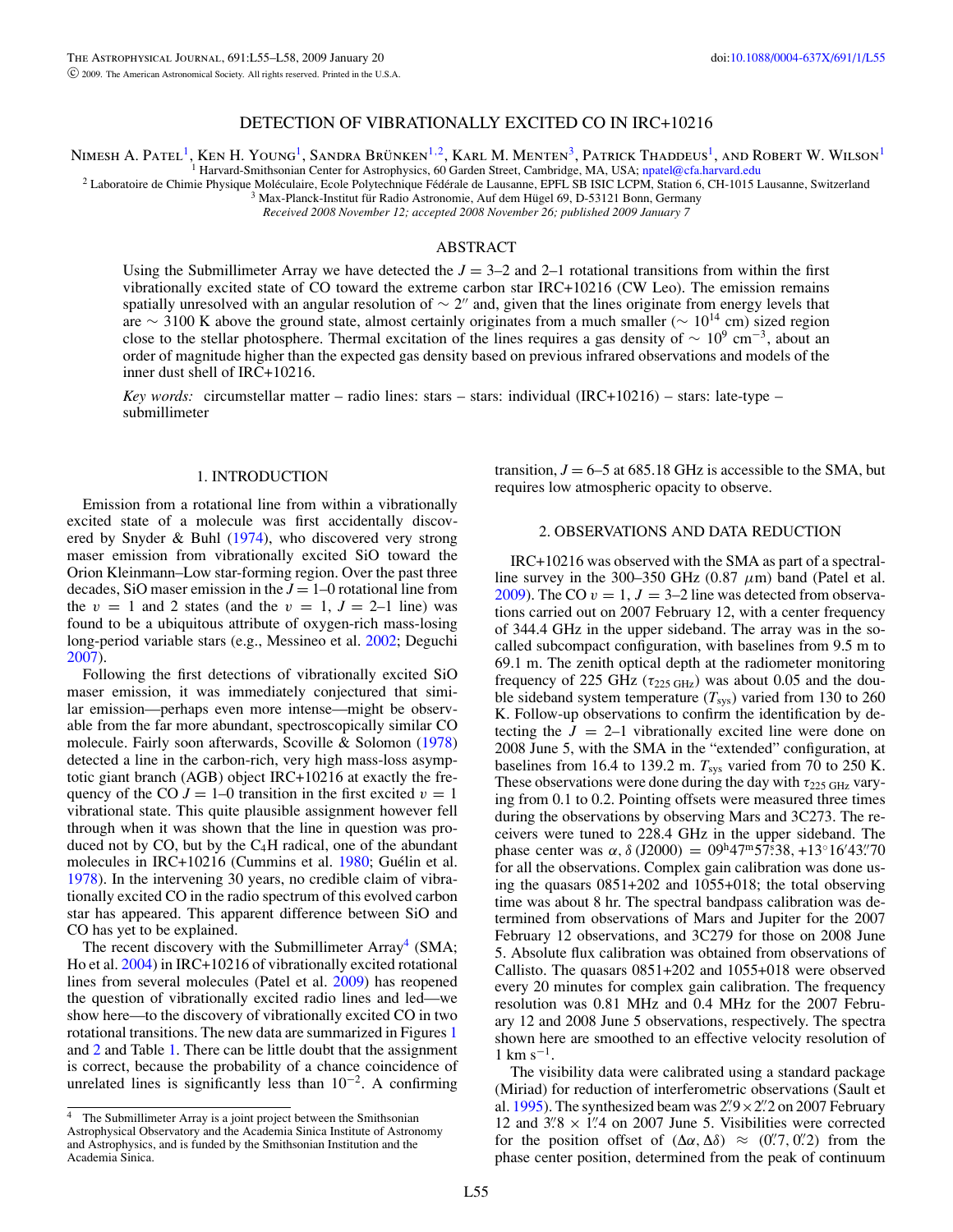# DETECTION OF VIBRATIONALLY EXCITED CO IN IRC+10216

Nimesh A. Patel[1], Ken H. Young[1], Sandra Brünken[1,2], Karl M. Menten[3], Patrick Thaddeus[1], and Robert W. Wilson[1]

[1] Harvard-Smithsonian Center for Astrophysics, 60 Garden Street, Cambridge, MA, USA; npatel@cfa.harvard.edu

[2] Laboratoire de Chimie Physique Moléculaire, Ecole Polytechnique Fédérale de Lausanne, EPFL SB ISIC LCPM, Station 6, CH-1015 Lausanne, Switzerland

[3] Max-Planck-Institut für Radio Astronomie, Auf dem Hügel 69, D-53121 Bonn, Germany

*Received 2008 November 12; accepted 2008 November 26; published 2009 January 7*

## ABSTRACT

Using the Submillimeter Array we have detected the $J = 3$–2 and 2–1 rotational transitions from within the first vibrationally excited state of CO toward the extreme carbon star IRC+10216 (CW Leo). The emission remains spatially unresolved with an angular resolution of $\sim 2''$ and, given that the lines originate from energy levels that are $\sim 3100$ K above the ground state, almost certainly originates from a much smaller ($\sim 10^{14}$ cm) sized region close to the stellar photosphere. Thermal excitation of the lines requires a gas density of $\sim 10^9$ cm$^{-3}$, about an order of magnitude higher than the expected gas density based on previous infrared observations and models of the inner dust shell of IRC+10216.

*Key words:* circumstellar matter – radio lines: stars – stars: individual (IRC+10216) – stars: late-type – submillimeter

## 1. INTRODUCTION

Emission from a rotational line from within a vibrationally excited state of a molecule was first accidentally discovered by Snyder & Buhl (1974), who discovered very strong maser emission from vibrationally excited SiO toward the Orion Kleinmann–Low star-forming region. Over the past three decades, SiO maser emission in the $J = 1$–0 rotational line from the $v = 1$ and 2 states (and the $v = 1$, $J = 2$–1 line) was found to be a ubiquitous attribute of oxygen-rich mass-losing long-period variable stars (e.g., Messineo et al. 2002; Deguchi 2007).

Following the first detections of vibrationally excited SiO maser emission, it was immediately conjectured that similar emission—perhaps even more intense—might be observable from the far more abundant, spectroscopically similar CO molecule. Fairly soon afterwards, Scoville & Solomon (1978) detected a line in the carbon-rich, very high mass-loss asymptotic giant branch (AGB) object IRC+10216 at exactly the frequency of the CO $J = 1$–0 transition in the first excited $v = 1$ vibrational state. This quite plausible assignment however fell through when it was shown that the line in question was produced not by CO, but by the $C_4H$ radical, one of the abundant molecules in IRC+10216 (Cummins et al. 1980; Guélin et al. 1978). In the intervening 30 years, no credible claim of vibrationally excited CO in the radio spectrum of this evolved carbon star has appeared. This apparent difference between SiO and CO has yet to be explained.

The recent discovery with the Submillimeter Array[4] (SMA; Ho et al. 2004) in IRC+10216 of vibrationally excited rotational lines from several molecules (Patel et al. 2009) has reopened the question of vibrationally excited radio lines and led—we show here—to the discovery of vibrationally excited CO in two rotational transitions. The new data are summarized in Figures 1 and 2 and Table 1. There can be little doubt that the assignment is correct, because the probability of a chance coincidence of unrelated lines is significantly less than $10^{-2}$. A confirming transition, $J = 6$–5 at 685.18 GHz is accessible to the SMA, but requires low atmospheric opacity to observe.

[4] The Submillimeter Array is a joint project between the Smithsonian Astrophysical Observatory and the Academia Sinica Institute of Astronomy and Astrophysics, and is funded by the Smithsonian Institution and the Academia Sinica.

## 2. OBSERVATIONS AND DATA REDUCTION

IRC+10216 was observed with the SMA as part of a spectral-line survey in the 300–350 GHz (0.87 $\mu$m) band (Patel et al. 2009). The CO $v = 1$, $J = 3$–2 line was detected from observations carried out on 2007 February 12, with a center frequency of 344.4 GHz in the upper sideband. The array was in the so-called subcompact configuration, with baselines from 9.5 m to 69.1 m. The zenith optical depth at the radiometer monitoring frequency of 225 GHz ($\tau_{225\,\mathrm{GHz}}$) was about 0.05 and the double sideband system temperature ($T_{\mathrm{sys}}$) varied from 130 to 260 K. Follow-up observations to confirm the identification by detecting the $J = 2$–1 vibrationally excited line were done on 2008 June 5, with the SMA in the "extended" configuration, at baselines from 16.4 to 139.2 m. $T_{\mathrm{sys}}$ varied from 70 to 250 K. These observations were done during the day with $\tau_{225\,\mathrm{GHz}}$ varying from 0.1 to 0.2. Pointing offsets were measured three times during the observations by observing Mars and 3C273. The receivers were tuned to 228.4 GHz in the upper sideband. The phase center was $\alpha, \delta$ (J2000) = 09$^{\mathrm{h}}$47$^{\mathrm{m}}$57$^{\mathrm{s}}$.38, +13°16′43″.70 for all the observations. Complex gain calibration was done using the quasars 0851+202 and 1055+018; the total observing time was about 8 hr. The spectral bandpass calibration was determined from observations of Mars and Jupiter for the 2007 February 12 observations, and 3C279 for those on 2008 June 5. Absolute flux calibration was obtained from observations of Callisto. The quasars 0851+202 and 1055+018 were observed every 20 minutes for complex gain calibration. The frequency resolution was 0.81 MHz and 0.4 MHz for the 2007 February 12 and 2008 June 5 observations, respectively. The spectra shown here are smoothed to an effective velocity resolution of 1 km s$^{-1}$.

The visibility data were calibrated using a standard package (Miriad) for reduction of interferometric observations (Sault et al. 1995). The synthesized beam was 2″.9 × 2″.2 on 2007 February 12 and 3″.8 × 1″.4 on 2007 June 5. Visibilities were corrected for the position offset of $(\Delta\alpha, \Delta\delta) \approx$ (0″.7, 0″.2) from the phase center position, determined from the peak of continuum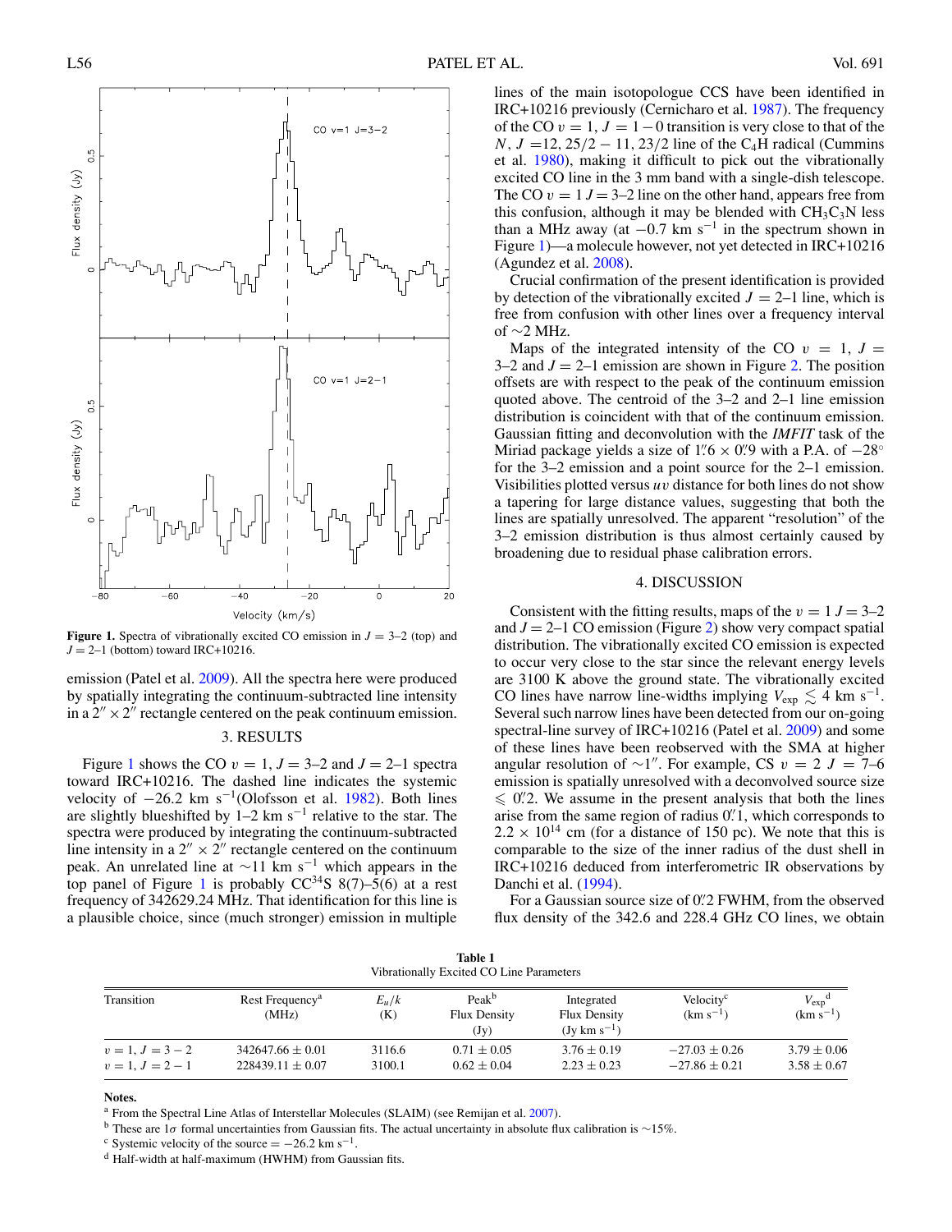**Figure 1.** Spectra of vibrationally excited CO emission in $J = 3–2$ (top) and $J = 2–1$ (bottom) toward IRC+10216.

emission (Patel et al. 2009). All the spectra here were produced by spatially integrating the continuum-subtracted line intensity in a $2'' \times 2''$ rectangle centered on the peak continuum emission.

## 3. RESULTS

Figure 1 shows the CO $v = 1, J = 3–2$ and $J = 2–1$ spectra toward IRC+10216. The dashed line indicates the systemic velocity of $-26.2$ km s$^{-1}$(Olofsson et al. 1982). Both lines are slightly blueshifted by 1–2 km s$^{-1}$ relative to the star. The spectra were produced by integrating the continuum-subtracted line intensity in a $2'' \times 2''$ rectangle centered on the continuum peak. An unrelated line at $\sim$11 km s$^{-1}$ which appears in the top panel of Figure 1 is probably $CC^{34}S$ 8(7)–5(6) at a rest frequency of 342629.24 MHz. That identification for this line is a plausible choice, since (much stronger) emission in multiple lines of the main isotopologue CCS have been identified in IRC+10216 previously (Cernicharo et al. 1987). The frequency of the CO $v = 1, J = 1-0$ transition is very close to that of the $N, J = 12, 25/2 - 11, 23/2$ line of the $C_4H$ radical (Cummins et al. 1980), making it difficult to pick out the vibrationally excited CO line in the 3 mm band with a single-dish telescope. The CO $v = 1$ $J = 3–2$ line on the other hand, appears free from this confusion, although it may be blended with $CH_3C_3N$ less than a MHz away (at $-0.7$ km s$^{-1}$ in the spectrum shown in Figure 1)—a molecule however, not yet detected in IRC+10216 (Agundez et al. 2008).

Crucial confirmation of the present identification is provided by detection of the vibrationally excited $J = 2–1$ line, which is free from confusion with other lines over a frequency interval of $\sim$2 MHz.

Maps of the integrated intensity of the CO $v = 1, J = 3–2$ and $J = 2–1$ emission are shown in Figure 2. The position offsets are with respect to the peak of the continuum emission quoted above. The centroid of the 3–2 and 2–1 line emission distribution is coincident with that of the continuum emission. Gaussian fitting and deconvolution with the *IMFIT* task of the Miriad package yields a size of $1\farcs6 \times 0\farcs9$ with a P.A. of $-28^\circ$ for the 3–2 emission and a point source for the 2–1 emission. Visibilities plotted versus *uv* distance for both lines do not show a tapering for large distance values, suggesting that both the lines are spatially unresolved. The apparent "resolution" of the 3–2 emission distribution is thus almost certainly caused by broadening due to residual phase calibration errors.

## 4. DISCUSSION

Consistent with the fitting results, maps of the $v = 1$ $J = 3–2$ and $J = 2–1$ CO emission (Figure 2) show very compact spatial distribution. The vibrationally excited CO emission is expected to occur very close to the star since the relevant energy levels are 3100 K above the ground state. The vibrationally excited CO lines have narrow line-widths implying $V_{\rm exp} \lesssim 4$ km s$^{-1}$. Several such narrow lines have been detected from our on-going spectral-line survey of IRC+10216 (Patel et al. 2009) and some of these lines have been reobserved with the SMA at higher angular resolution of $\sim 1''$. For example, CS $v = 2$ $J = 7–6$ emission is spatially unresolved with a deconvolved source size $\leqslant 0\farcs2$. We assume in the present analysis that both the lines arise from the same region of radius $0\farcs1$, which corresponds to $2.2 \times 10^{14}$ cm (for a distance of 150 pc). We note that this is comparable to the size of the inner radius of the dust shell in IRC+10216 deduced from interferometric IR observations by Danchi et al. (1994).

For a Gaussian source size of $0\farcs2$ FWHM, from the observed flux density of the 342.6 and 228.4 GHz CO lines, we obtain

**Table 1**
Vibrationally Excited CO Line Parameters

| Transition | Rest Frequency[a] (MHz) | $E_u/k$ (K) | Peak[b] Flux Density (Jy) | Integrated Flux Density (Jy km s$^{-1}$) | Velocity[c] (km s$^{-1}$) | $V_{\rm exp}$[d] (km s$^{-1}$) |
|---|---|---|---|---|---|---|
| $v = 1, J = 3 - 2$ | $342647.66 \pm 0.01$ | 3116.6 | $0.71 \pm 0.05$ | $3.76 \pm 0.19$ | $-27.03 \pm 0.26$ | $3.79 \pm 0.06$ |
| $v = 1, J = 2 - 1$ | $228439.11 \pm 0.07$ | 3100.1 | $0.62 \pm 0.04$ | $2.23 \pm 0.23$ | $-27.86 \pm 0.21$ | $3.58 \pm 0.67$ |

**Notes.**
[a] From the Spectral Line Atlas of Interstellar Molecules (SLAIM) (see Remijan et al. 2007).
[b] These are 1$\sigma$ formal uncertainties from Gaussian fits. The actual uncertainty in absolute flux calibration is $\sim$15%.
[c] Systemic velocity of the source = $-26.2$ km s$^{-1}$.
[d] Half-width at half-maximum (HWHM) from Gaussian fits.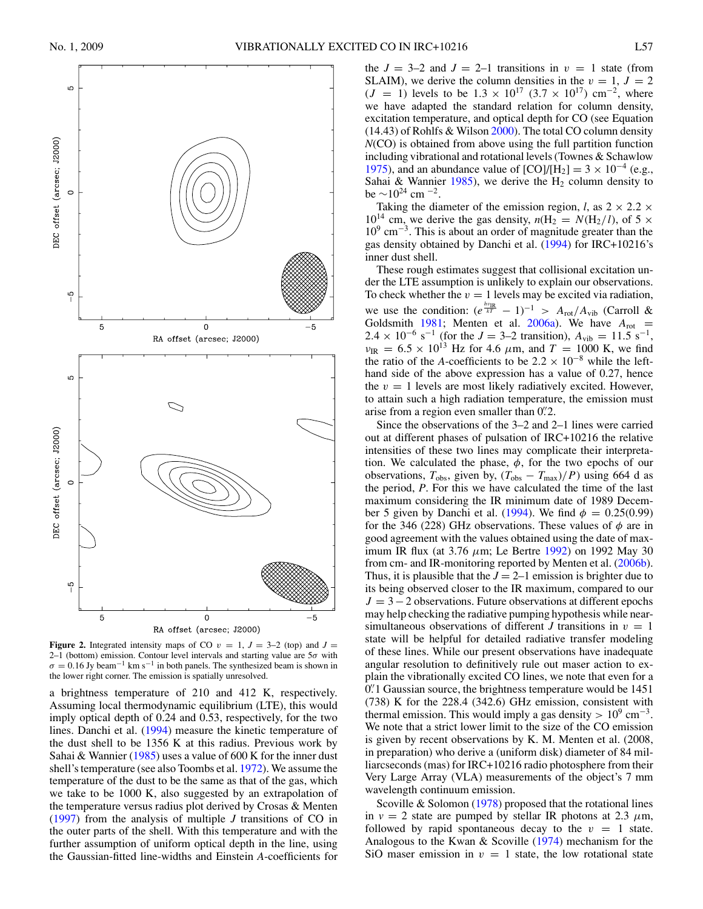Figure 2. Integrated intensity maps of CO $v = 1$, $J = 3$–2 (top) and $J = 2$–1 (bottom) emission. Contour level intervals and starting value are $5\sigma$ with $\sigma = 0.16$ Jy beam$^{-1}$ km s$^{-1}$ in both panels. The synthesized beam is shown in the lower right corner. The emission is spatially unresolved.

a brightness temperature of 210 and 412 K, respectively. Assuming local thermodynamic equilibrium (LTE), this would imply optical depth of 0.24 and 0.53, respectively, for the two lines. Danchi et al. (1994) measure the kinetic temperature of the dust shell to be 1356 K at this radius. Previous work by Sahai & Wannier (1985) uses a value of 600 K for the inner dust shell's temperature (see also Toombs et al. 1972). We assume the temperature of the dust to be the same as that of the gas, which we take to be 1000 K, also suggested by an extrapolation of the temperature versus radius plot derived by Crosas & Menten (1997) from the analysis of multiple $J$ transitions of CO in the outer parts of the shell. With this temperature and with the further assumption of uniform optical depth in the line, using the Gaussian-fitted line-widths and Einstein $A$-coefficients for the $J = 3$–2 and $J = 2$–1 transitions in $v = 1$ state (from SLAIM), we derive the column densities in the $v = 1$, $J = 2$ ($J = 1$) levels to be $1.3 \times 10^{17}$ ($3.7 \times 10^{17}$) cm$^{-2}$, where we have adapted the standard relation for column density, excitation temperature, and optical depth for CO (see Equation (14.43) of Rohlfs & Wilson 2000). The total CO column density $N$(CO) is obtained from above using the full partition function including vibrational and rotational levels (Townes & Schawlow 1975), and an abundance value of [CO]/[$H_2$] $= 3 \times 10^{-4}$ (e.g., Sahai & Wannier 1985), we derive the $H_2$ column density to be $\sim 10^{24}$ cm $^{-2}$.

Taking the diameter of the emission region, $l$, as $2 \times 2.2 \times 10^{14}$ cm, we derive the gas density, $n(H_2 = N(H_2/l)$, of $5 \times 10^9$ cm$^{-3}$. This is about an order of magnitude greater than the gas density obtained by Danchi et al. (1994) for IRC+10216's inner dust shell.

These rough estimates suggest that collisional excitation under the LTE assumption is unlikely to explain our observations. To check whether the $v = 1$ levels may be excited via radiation, we use the condition: $(e^{\frac{h\nu_{\rm IR}}{kT}} - 1)^{-1} > A_{\rm rot}/A_{\rm vib}$ (Carroll & Goldsmith 1981; Menten et al. 2006a). We have $A_{\rm rot} = 2.4 \times 10^{-6}$ s$^{-1}$ (for the $J = 3$–2 transition), $A_{\rm vib} = 11.5$ s$^{-1}$, $\nu_{\rm IR} = 6.5 \times 10^{13}$ Hz for 4.6 $\mu$m, and $T = 1000$ K, we find the ratio of the $A$-coefficients to be $2.2 \times 10^{-8}$ while the left-hand side of the above expression has a value of 0.27, hence the $v = 1$ levels are most likely radiatively excited. However, to attain such a high radiation temperature, the emission must arise from a region even smaller than 0$''$.2.

Since the observations of the 3–2 and 2–1 lines were carried out at different phases of pulsation of IRC+10216 the relative intensities of these two lines may complicate their interpretation. We calculated the phase, $\phi$, for the two epochs of our observations, $T_{\rm obs}$, given by, $(T_{\rm obs} - T_{\rm max})/P$) using 664 d as the period, $P$. For this we have calculated the time of the last maximum considering the IR minimum date of 1989 December 5 given by Danchi et al. (1994). We find $\phi = 0.25(0.99)$ for the 346 (228) GHz observations. These values of $\phi$ are in good agreement with the values obtained using the date of maximum IR flux (at 3.76 $\mu$m; Le Bertre 1992) on 1992 May 30 from cm- and IR-monitoring reported by Menten et al. (2006b). Thus, it is plausible that the $J = 2$–1 emission is brighter due to its being observed closer to the IR maximum, compared to our $J = 3 - 2$ observations. Future observations at different epochs may help checking the radiative pumping hypothesis while near-simultaneous observations of different $J$ transitions in $v = 1$ state will be helpful for detailed radiative transfer modeling of these lines. While our present observations have inadequate angular resolution to definitively rule out maser action to explain the vibrationally excited CO lines, we note that even for a 0$''$.1 Gaussian source, the brightness temperature would be 1451 (738) K for the 228.4 (342.6) GHz emission, consistent with thermal emission. This would imply a gas density $> 10^9$ cm$^{-3}$. We note that a strict lower limit to the size of the CO emission is given by recent observations by K. M. Menten et al. (2008, in preparation) who derive a (uniform disk) diameter of 84 milliarcseconds (mas) for IRC+10216 radio photosphere from their Very Large Array (VLA) measurements of the object's 7 mm wavelength continuum emission.

Scoville & Solomon (1978) proposed that the rotational lines in $v = 2$ state are pumped by stellar IR photons at 2.3 $\mu$m, followed by rapid spontaneous decay to the $v = 1$ state. Analogous to the Kwan & Scoville (1974) mechanism for the SiO maser emission in $v = 1$ state, the low rotational state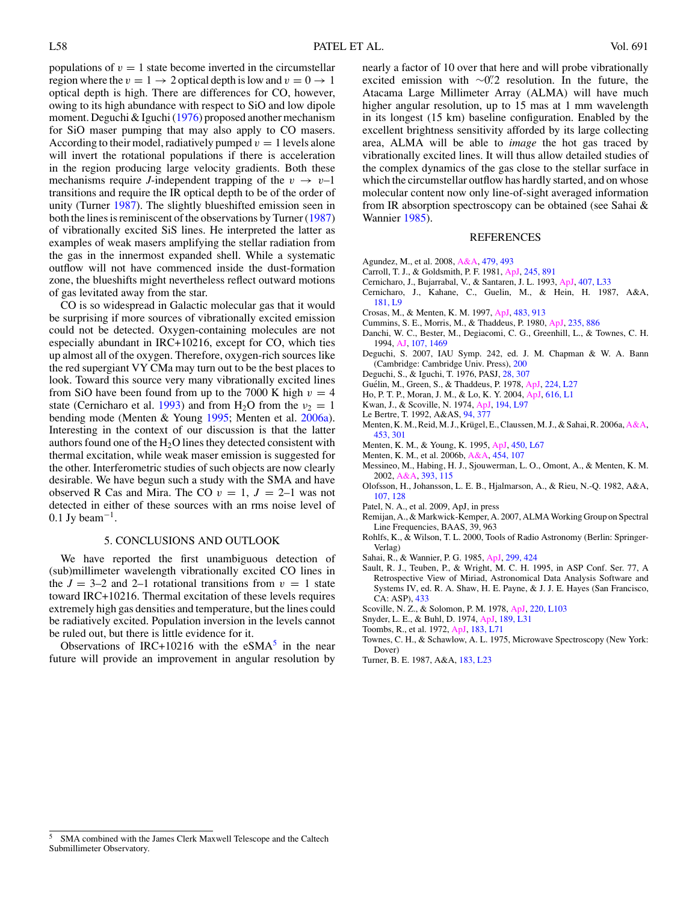populations of $v = 1$ state become inverted in the circumstellar region where the $v = 1 \rightarrow 2$ optical depth is low and $v = 0 \rightarrow 1$ optical depth is high. There are differences for CO, however, owing to its high abundance with respect to SiO and low dipole moment. Deguchi & Iguchi (1976) proposed another mechanism for SiO maser pumping that may also apply to CO masers. According to their model, radiatively pumped $v = 1$ levels alone will invert the rotational populations if there is acceleration in the region producing large velocity gradients. Both these mechanisms require $J$-independent trapping of the $v \rightarrow v$–1 transitions and require the IR optical depth to be of the order of unity (Turner 1987). The slightly blueshifted emission seen in both the lines is reminiscent of the observations by Turner (1987) of vibrationally excited SiS lines. He interpreted the latter as examples of weak masers amplifying the stellar radiation from the gas in the innermost expanded shell. While a systematic outflow will not have commenced inside the dust-formation zone, the blueshifts might nevertheless reflect outward motions of gas levitated away from the star.

CO is so widespread in Galactic molecular gas that it would be surprising if more sources of vibrationally excited emission could not be detected. Oxygen-containing molecules are not especially abundant in IRC+10216, except for CO, which ties up almost all of the oxygen. Therefore, oxygen-rich sources like the red supergiant VY CMa may turn out to be the best places to look. Toward this source very many vibrationally excited lines from SiO have been found from up to the 7000 K high $v = 4$ state (Cernicharo et al. 1993) and from $H_2O$ from the $\nu_2 = 1$ bending mode (Menten & Young 1995; Menten et al. 2006a). Interesting in the context of our discussion is that the latter authors found one of the $H_2O$ lines they detected consistent with thermal excitation, while weak maser emission is suggested for the other. Interferometric studies of such objects are now clearly desirable. We have begun such a study with the SMA and have observed R Cas and Mira. The CO $v = 1$, $J = 2$–1 was not detected in either of these sources with an rms noise level of 0.1 Jy beam$^{-1}$.

## 5. CONCLUSIONS AND OUTLOOK

We have reported the first unambiguous detection of (sub)millimeter wavelength vibrationally excited CO lines in the $J = 3$–2 and 2–1 rotational transitions from $v = 1$ state toward IRC+10216. Thermal excitation of these levels requires extremely high gas densities and temperature, but the lines could be radiatively excited. Population inversion in the levels cannot be ruled out, but there is little evidence for it.

Observations of IRC+10216 with the eSMA[5] in the near future will provide an improvement in angular resolution by nearly a factor of 10 over that here and will probe vibrationally excited emission with $\sim0\farcs2$ resolution. In the future, the Atacama Large Millimeter Array (ALMA) will have much higher angular resolution, up to 15 mas at 1 mm wavelength in its longest (15 km) baseline configuration. Enabled by the excellent brightness sensitivity afforded by its large collecting area, ALMA will be able to *image* the hot gas traced by vibrationally excited lines. It will thus allow detailed studies of the complex dynamics of the gas close to the stellar surface in which the circumstellar outflow has hardly started, and on whose molecular content now only line-of-sight averaged information from IR absorption spectroscopy can be obtained (see Sahai & Wannier 1985).

## REFERENCES

Agundez, M., et al. 2008, A&A, 479, 493
Carroll, T. J., & Goldsmith, P. F. 1981, ApJ, 245, 891
Cernicharo, J., Bujarrabal, V., & Santaren, J. L. 1993, ApJ, 407, L33
Cernicharo, J., Kahane, C., Guelin, M., & Hein, H. 1987, A&A, 181, L9
Crosas, M., & Menten, K. M. 1997, ApJ, 483, 913
Cummins, S. E., Morris, M., & Thaddeus, P. 1980, ApJ, 235, 886
Danchi, W. C., Bester, M., Degiacomi, C. G., Greenhill, L., & Townes, C. H. 1994, AJ, 107, 1469
Deguchi, S. 2007, IAU Symp. 242, ed. J. M. Chapman & W. A. Bann (Cambridge: Cambridge Univ. Press), 200
Deguchi, S., & Iguchi, T. 1976, PASJ, 28, 307
Guélin, M., Green, S., & Thaddeus, P. 1978, ApJ, 224, L27
Ho, P. T. P., Moran, J. M., & Lo, K. Y. 2004, ApJ, 616, L1
Kwan, J., & Scoville, N. 1974, ApJ, 194, L97
Le Bertre, T. 1992, A&AS, 94, 377
Menten, K. M., Reid, M. J., Krügel, E., Claussen, M. J., & Sahai, R. 2006a, A&A, 453, 301
Menten, K. M., & Young, K. 1995, ApJ, 450, L67
Menten, K. M., et al. 2006b, A&A, 454, 107
Messineo, M., Habing, H. J., Sjouwerman, L. O., Omont, A., & Menten, K. M. 2002, A&A, 393, 115
Olofsson, H., Johansson, L. E. B., Hjalmarson, A., & Rieu, N.-Q. 1982, A&A, 107, 128
Patel, N. A., et al. 2009, ApJ, in press
Remijan, A., & Markwick-Kemper, A. 2007, ALMA Working Group on Spectral Line Frequencies, BAAS, 39, 963
Rohlfs, K., & Wilson, T. L. 2000, Tools of Radio Astronomy (Berlin: Springer-Verlag)
Sahai, R., & Wannier, P. G. 1985, ApJ, 299, 424
Sault, R. J., Teuben, P., & Wright, M. C. H. 1995, in ASP Conf. Ser. 77, A Retrospective View of Miriad, Astronomical Data Analysis Software and Systems IV, ed. R. A. Shaw, H. E. Payne, & J. J. E. Hayes (San Francisco, CA: ASP), 433
Scoville, N. Z., & Solomon, P. M. 1978, ApJ, 220, L103
Snyder, L. E., & Buhl, D. 1974, ApJ, 189, L31
Toombs, R., et al. 1972, ApJ, 183, L71
Townes, C. H., & Schawlow, A. L. 1975, Microwave Spectroscopy (New York: Dover)
Turner, B. E. 1987, A&A, 183, L23

[5] SMA combined with the James Clerk Maxwell Telescope and the Caltech Submillimeter Observatory.